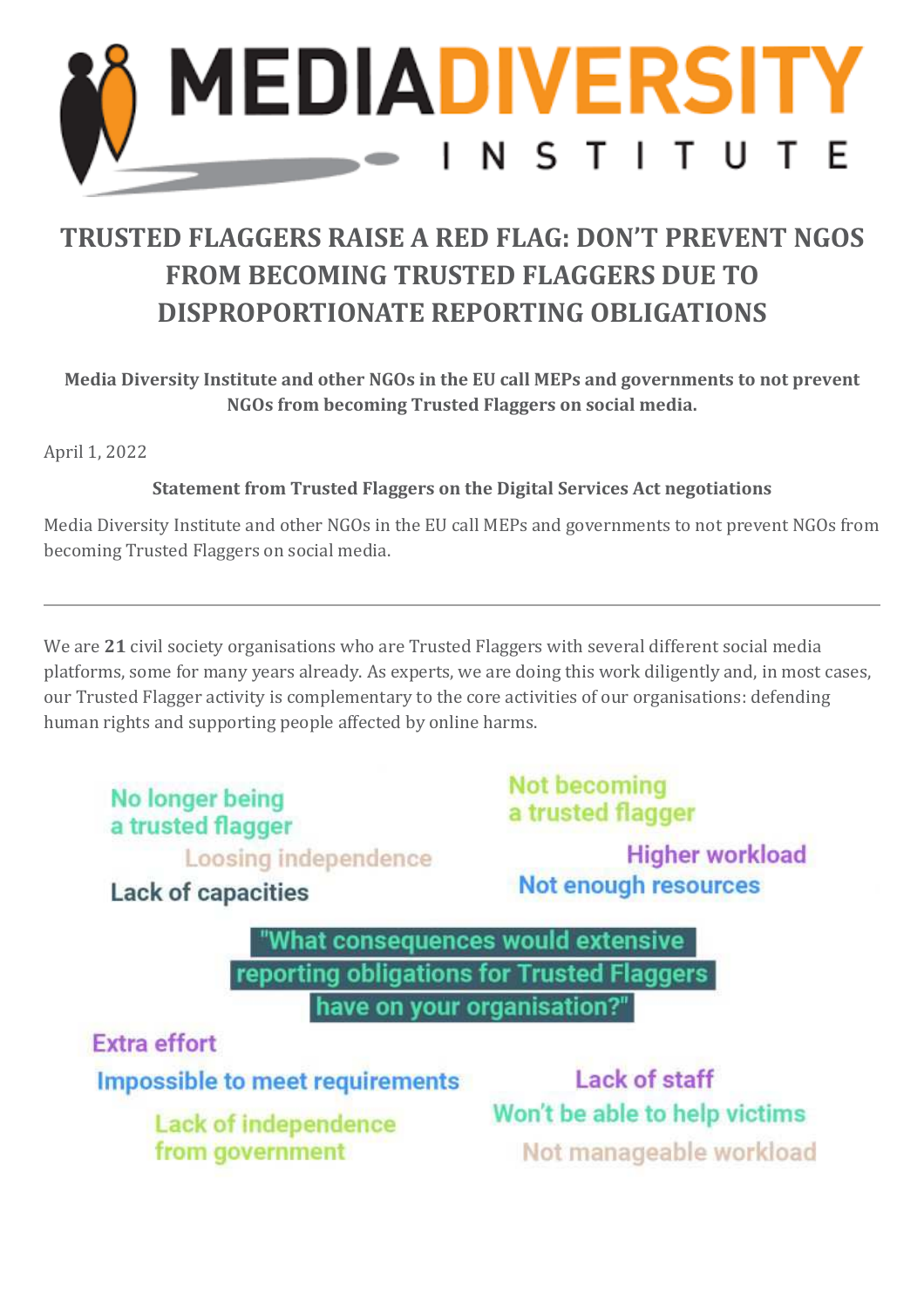# TRUSTED FLAGGERS RAISE A RED FLAG: DON'T PREVENT NGOS FROM BECOMING TRUSTED FLAGGERS DUE TO DISPROPORTIONATE REPORTING OBLIGATIONS

**Media Diversity Institute and other NGOs in the EU call MEPs and governments to not prevent NGOs from becoming Trusted Flaggers on social media.**

April 1, 2022

**Statement from Trusted Flaggers on the Digital Services Act negotiations**

Media Diversity Institute and other NGOs in the EU call MEPs and governments to not prevent NGOs from becoming Trusted Flaggers on social media.

---

We are **21** civil society organisations who are Trusted Flaggers with several different social media platforms, some for many years already. As experts, we are doing this work diligently and, in most cases, our Trusted Flagger activity is complementary to the core activities of our organisations: defending human rights and supporting people affected by online harms.

No longer being a trusted flagger

Loosing independence

Lack of capacities

Not becoming a trusted flagger

Higher workload

Not enough resources

"What consequences would extensive reporting obligations for Trusted Flaggers have on your organisation?"

Extra effort

Impossible to meet requirements

Lack of independence from government

Lack of staff

Won't be able to help victims

Not manageable workload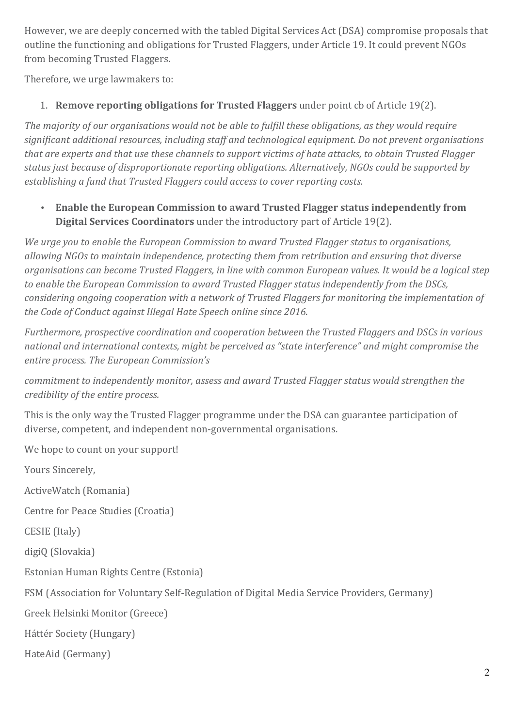However, we are deeply concerned with the tabled Digital Services Act (DSA) compromise proposals that outline the functioning and obligations for Trusted Flaggers, under Article 19. It could prevent NGOs from becoming Trusted Flaggers.

Therefore, we urge lawmakers to:

1. **Remove reporting obligations for Trusted Flaggers** under point cb of Article 19(2).

*The majority of our organisations would not be able to fulfill these obligations, as they would require significant additional resources, including staff and technological equipment. Do not prevent organisations that are experts and that use these channels to support victims of hate attacks, to obtain Trusted Flagger status just because of disproportionate reporting obligations. Alternatively, NGOs could be supported by establishing a fund that Trusted Flaggers could access to cover reporting costs.*

- **Enable the European Commission to award Trusted Flagger status independently from Digital Services Coordinators** under the introductory part of Article 19(2).

*We urge you to enable the European Commission to award Trusted Flagger status to organisations, allowing NGOs to maintain independence, protecting them from retribution and ensuring that diverse organisations can become Trusted Flaggers, in line with common European values. It would be a logical step to enable the European Commission to award Trusted Flagger status independently from the DSCs, considering ongoing cooperation with a network of Trusted Flaggers for monitoring the implementation of the Code of Conduct against Illegal Hate Speech online since 2016.*

*Furthermore, prospective coordination and cooperation between the Trusted Flaggers and DSCs in various national and international contexts, might be perceived as "state interference" and might compromise the entire process. The European Commission's commitment to independently monitor, assess and award Trusted Flagger status would strengthen the credibility of the entire process.*

This is the only way the Trusted Flagger programme under the DSA can guarantee participation of diverse, competent, and independent non-governmental organisations.

We hope to count on your support!

Yours Sincerely,

ActiveWatch (Romania)

Centre for Peace Studies (Croatia)

CESIE (Italy)

digiQ (Slovakia)

Estonian Human Rights Centre (Estonia)

FSM (Association for Voluntary Self-Regulation of Digital Media Service Providers, Germany)

Greek Helsinki Monitor (Greece)

Háttér Society (Hungary)

HateAid (Germany)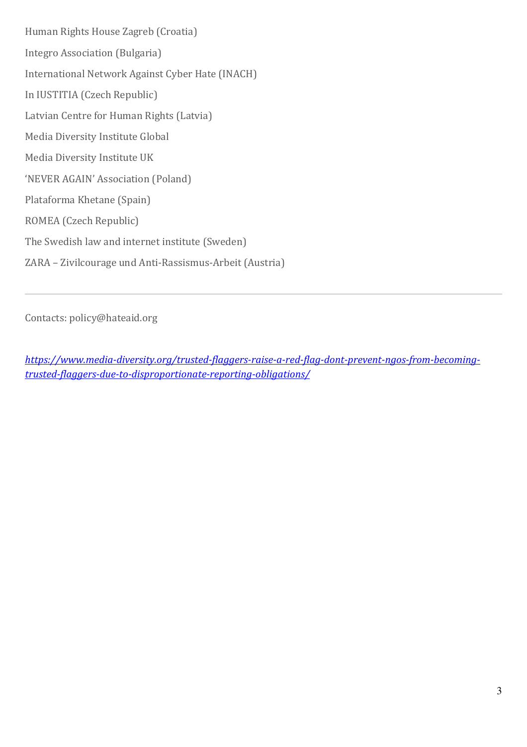Human Rights House Zagreb (Croatia)

Integro Association (Bulgaria)

International Network Against Cyber Hate (INACH)

In IUSTITIA (Czech Republic)

Latvian Centre for Human Rights (Latvia)

Media Diversity Institute Global

Media Diversity Institute UK

'NEVER AGAIN' Association (Poland)

Plataforma Khetane (Spain)

ROMEA (Czech Republic)

The Swedish law and internet institute (Sweden)

ZARA – Zivilcourage und Anti-Rassismus-Arbeit (Austria)

---

Contacts: policy@hateaid.org

*https://www.media-diversity.org/trusted-flaggers-raise-a-red-flag-dont-prevent-ngos-from-becoming-trusted-flaggers-due-to-disproportionate-reporting-obligations/*